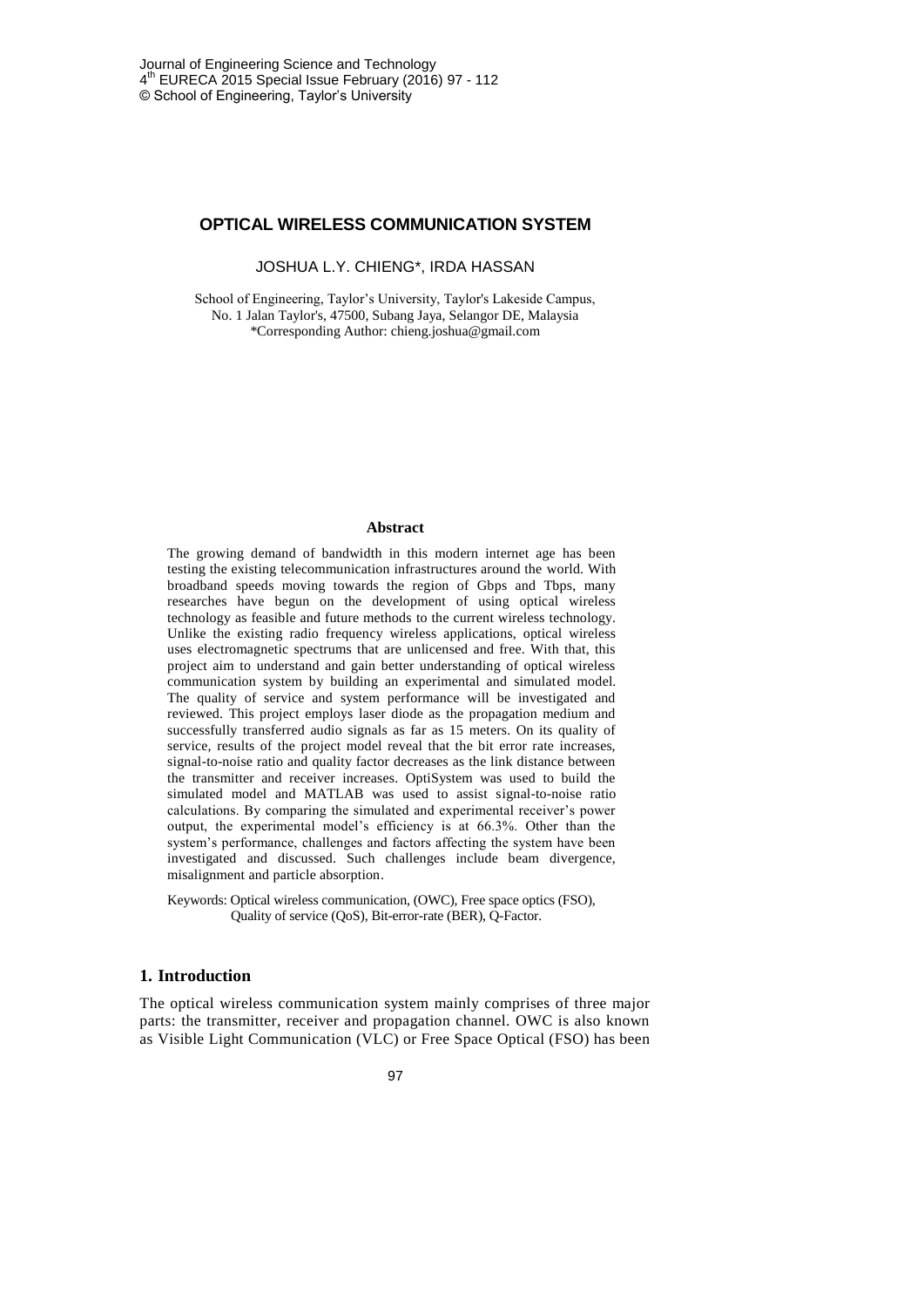# OPTICAL WIRELESS COMMUNICATION SYSTEM

JOSHUA L.Y. CHIENG*, IRDA HASSAN

School of Engineering, Taylor's University, Taylor's Lakeside Campus, No. 1 Jalan Taylor's, 47500, Subang Jaya, Selangor DE, Malaysia
*Corresponding Author: chieng.joshua@gmail.com

### Abstract

The growing demand of bandwidth in this modern internet age has been testing the existing telecommunication infrastructures around the world. With broadband speeds moving towards the region of Gbps and Tbps, many researches have begun on the development of using optical wireless technology as feasible and future methods to the current wireless technology. Unlike the existing radio frequency wireless applications, optical wireless uses electromagnetic spectrums that are unlicensed and free. With that, this project aim to understand and gain better understanding of optical wireless communication system by building an experimental and simulated model. The quality of service and system performance will be investigated and reviewed. This project employs laser diode as the propagation medium and successfully transferred audio signals as far as 15 meters. On its quality of service, results of the project model reveal that the bit error rate increases, signal-to-noise ratio and quality factor decreases as the link distance between the transmitter and receiver increases. OptiSystem was used to build the simulated model and MATLAB was used to assist signal-to-noise ratio calculations. By comparing the simulated and experimental receiver's power output, the experimental model's efficiency is at 66.3%. Other than the system's performance, challenges and factors affecting the system have been investigated and discussed. Such challenges include beam divergence, misalignment and particle absorption.

Keywords: Optical wireless communication, (OWC), Free space optics (FSO), Quality of service (QoS), Bit-error-rate (BER), Q-Factor.

## 1. Introduction

The optical wireless communication system mainly comprises of three major parts: the transmitter, receiver and propagation channel. OWC is also known as Visible Light Communication (VLC) or Free Space Optical (FSO) has been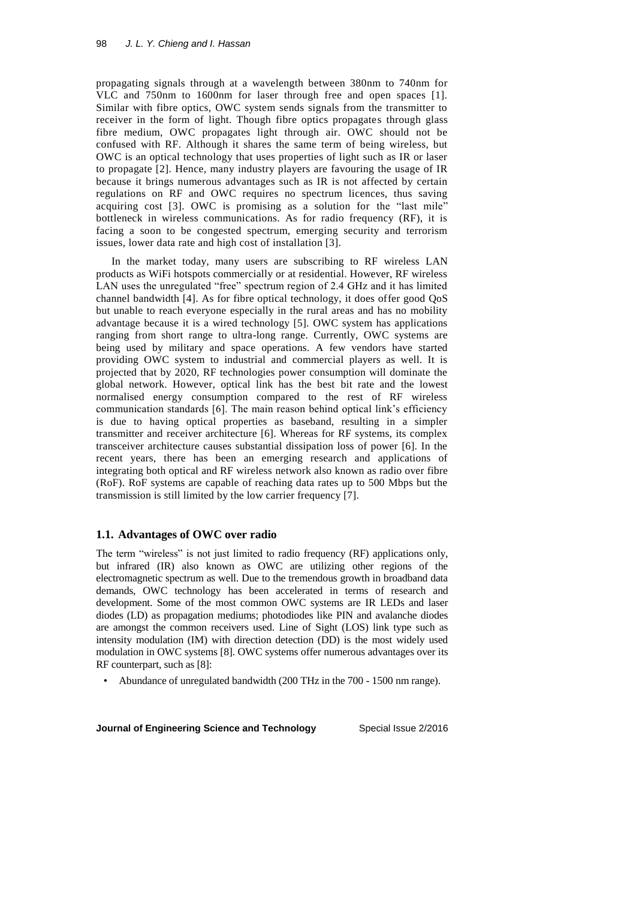propagating signals through at a wavelength between 380nm to 740nm for VLC and 750nm to 1600nm for laser through free and open spaces [1]. Similar with fibre optics, OWC system sends signals from the transmitter to receiver in the form of light. Though fibre optics propagates through glass fibre medium, OWC propagates light through air. OWC should not be confused with RF. Although it shares the same term of being wireless, but OWC is an optical technology that uses properties of light such as IR or laser to propagate [2]. Hence, many industry players are favouring the usage of IR because it brings numerous advantages such as IR is not affected by certain regulations on RF and OWC requires no spectrum licences, thus saving acquiring cost [3]. OWC is promising as a solution for the "last mile" bottleneck in wireless communications. As for radio frequency (RF), it is facing a soon to be congested spectrum, emerging security and terrorism issues, lower data rate and high cost of installation [3].

In the market today, many users are subscribing to RF wireless LAN products as WiFi hotspots commercially or at residential. However, RF wireless LAN uses the unregulated "free" spectrum region of 2.4 GHz and it has limited channel bandwidth [4]. As for fibre optical technology, it does offer good QoS but unable to reach everyone especially in the rural areas and has no mobility advantage because it is a wired technology [5]. OWC system has applications ranging from short range to ultra-long range. Currently, OWC systems are being used by military and space operations. A few vendors have started providing OWC system to industrial and commercial players as well. It is projected that by 2020, RF technologies power consumption will dominate the global network. However, optical link has the best bit rate and the lowest normalised energy consumption compared to the rest of RF wireless communication standards [6]. The main reason behind optical link's efficiency is due to having optical properties as baseband, resulting in a simpler transmitter and receiver architecture [6]. Whereas for RF systems, its complex transceiver architecture causes substantial dissipation loss of power [6]. In the recent years, there has been an emerging research and applications of integrating both optical and RF wireless network also known as radio over fibre (RoF). RoF systems are capable of reaching data rates up to 500 Mbps but the transmission is still limited by the low carrier frequency [7].

### 1.1. Advantages of OWC over radio

The term "wireless" is not just limited to radio frequency (RF) applications only, but infrared (IR) also known as OWC are utilizing other regions of the electromagnetic spectrum as well. Due to the tremendous growth in broadband data demands, OWC technology has been accelerated in terms of research and development. Some of the most common OWC systems are IR LEDs and laser diodes (LD) as propagation mediums; photodiodes like PIN and avalanche diodes are amongst the common receivers used. Line of Sight (LOS) link type such as intensity modulation (IM) with direction detection (DD) is the most widely used modulation in OWC systems [8]. OWC systems offer numerous advantages over its RF counterpart, such as [8]:

- Abundance of unregulated bandwidth (200 THz in the 700 - 1500 nm range).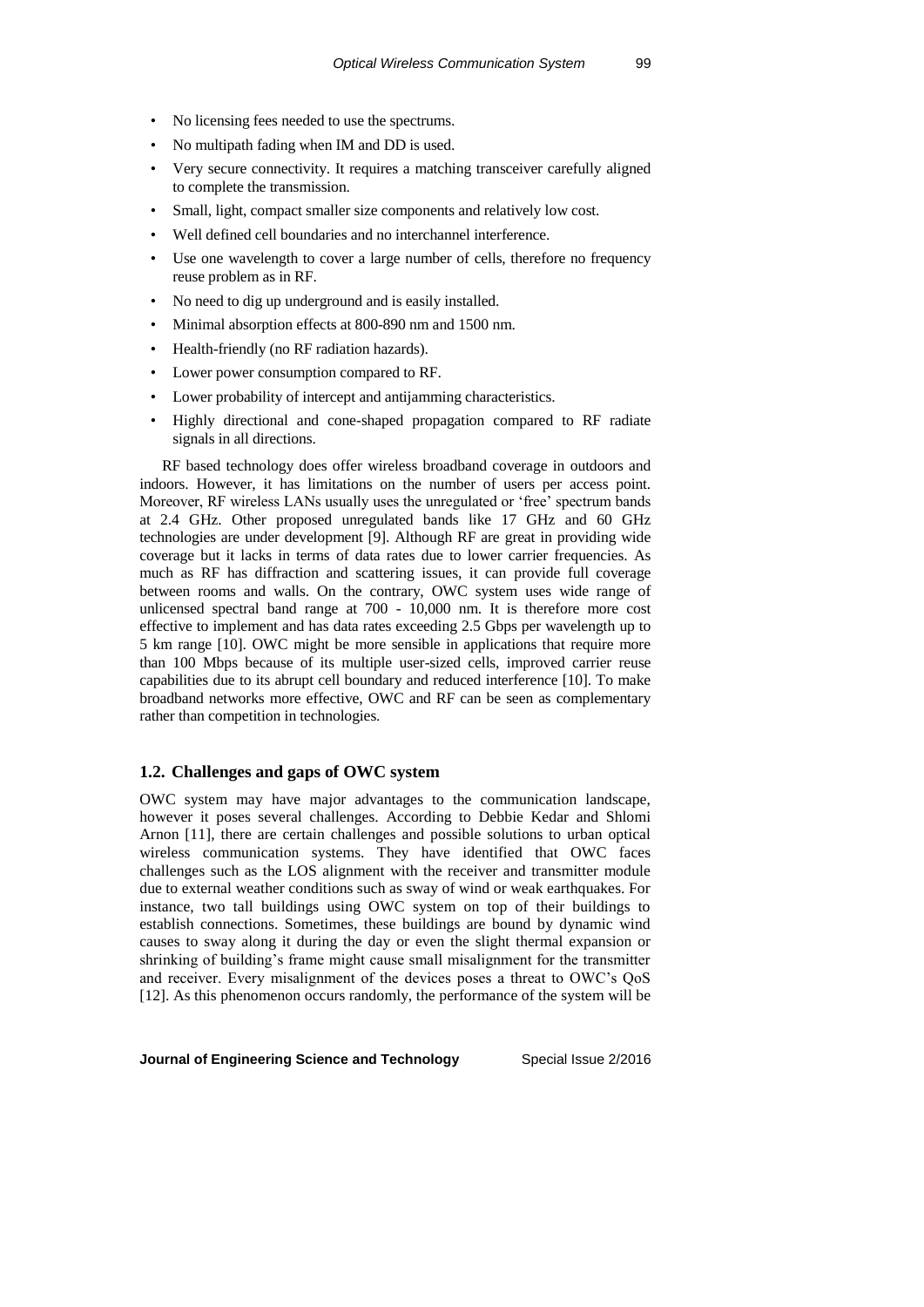- No licensing fees needed to use the spectrums.
- No multipath fading when IM and DD is used.
- Very secure connectivity. It requires a matching transceiver carefully aligned to complete the transmission.
- Small, light, compact smaller size components and relatively low cost.
- Well defined cell boundaries and no interchannel interference.
- Use one wavelength to cover a large number of cells, therefore no frequency reuse problem as in RF.
- No need to dig up underground and is easily installed.
- Minimal absorption effects at 800-890 nm and 1500 nm.
- Health-friendly (no RF radiation hazards).
- Lower power consumption compared to RF.
- Lower probability of intercept and antijamming characteristics.
- Highly directional and cone-shaped propagation compared to RF radiate signals in all directions.

RF based technology does offer wireless broadband coverage in outdoors and indoors. However, it has limitations on the number of users per access point. Moreover, RF wireless LANs usually uses the unregulated or 'free' spectrum bands at 2.4 GHz. Other proposed unregulated bands like 17 GHz and 60 GHz technologies are under development [9]. Although RF are great in providing wide coverage but it lacks in terms of data rates due to lower carrier frequencies. As much as RF has diffraction and scattering issues, it can provide full coverage between rooms and walls. On the contrary, OWC system uses wide range of unlicensed spectral band range at 700 - 10,000 nm. It is therefore more cost effective to implement and has data rates exceeding 2.5 Gbps per wavelength up to 5 km range [10]. OWC might be more sensible in applications that require more than 100 Mbps because of its multiple user-sized cells, improved carrier reuse capabilities due to its abrupt cell boundary and reduced interference [10]. To make broadband networks more effective, OWC and RF can be seen as complementary rather than competition in technologies.

## 1.2. Challenges and gaps of OWC system

OWC system may have major advantages to the communication landscape, however it poses several challenges. According to Debbie Kedar and Shlomi Arnon [11], there are certain challenges and possible solutions to urban optical wireless communication systems. They have identified that OWC faces challenges such as the LOS alignment with the receiver and transmitter module due to external weather conditions such as sway of wind or weak earthquakes. For instance, two tall buildings using OWC system on top of their buildings to establish connections. Sometimes, these buildings are bound by dynamic wind causes to sway along it during the day or even the slight thermal expansion or shrinking of building's frame might cause small misalignment for the transmitter and receiver. Every misalignment of the devices poses a threat to OWC's QoS [12]. As this phenomenon occurs randomly, the performance of the system will be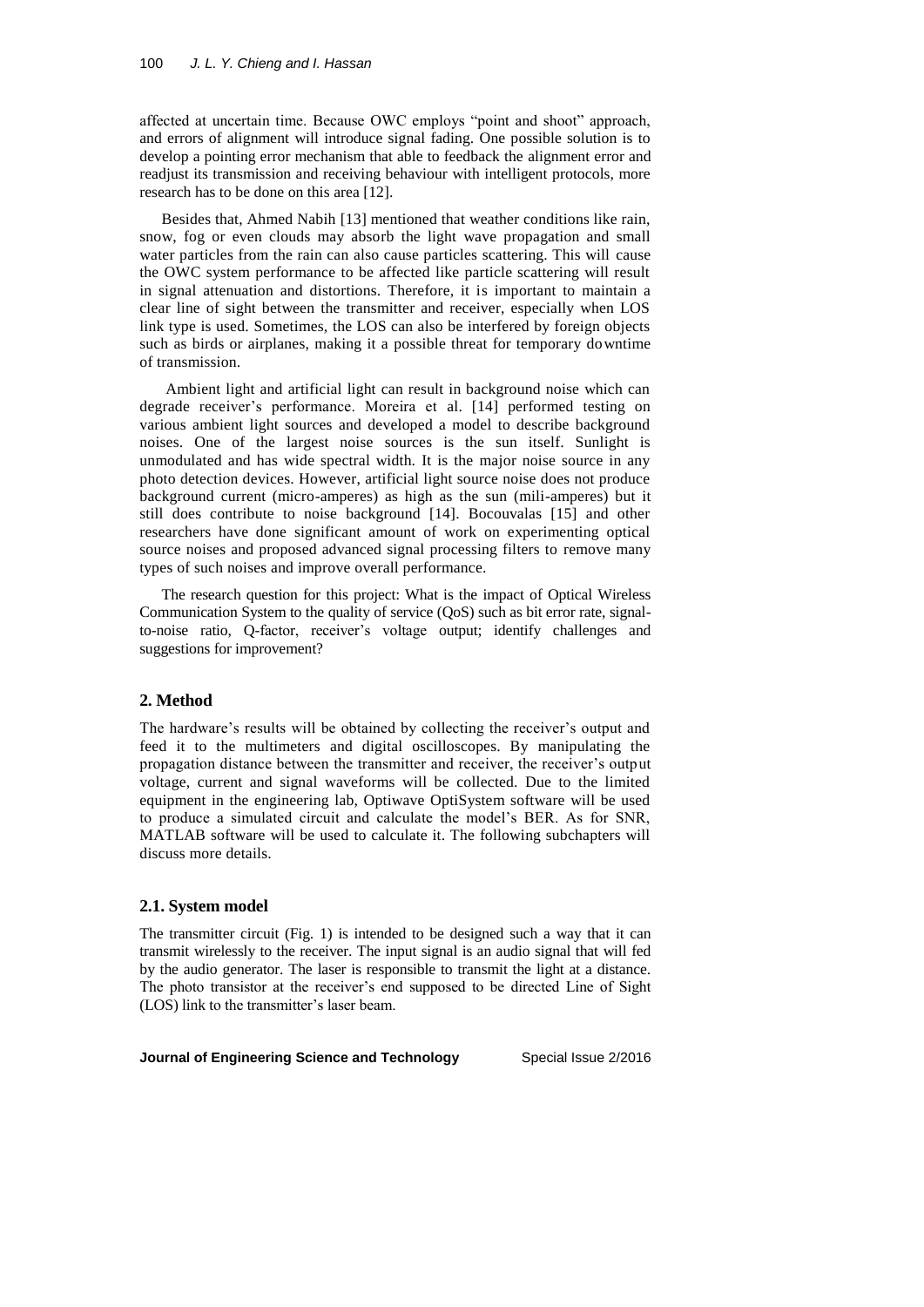affected at uncertain time. Because OWC employs "point and shoot" approach, and errors of alignment will introduce signal fading. One possible solution is to develop a pointing error mechanism that able to feedback the alignment error and readjust its transmission and receiving behaviour with intelligent protocols, more research has to be done on this area [12].

Besides that, Ahmed Nabih [13] mentioned that weather conditions like rain, snow, fog or even clouds may absorb the light wave propagation and small water particles from the rain can also cause particles scattering. This will cause the OWC system performance to be affected like particle scattering will result in signal attenuation and distortions. Therefore, it is important to maintain a clear line of sight between the transmitter and receiver, especially when LOS link type is used. Sometimes, the LOS can also be interfered by foreign objects such as birds or airplanes, making it a possible threat for temporary downtime of transmission.

Ambient light and artificial light can result in background noise which can degrade receiver's performance. Moreira et al. [14] performed testing on various ambient light sources and developed a model to describe background noises. One of the largest noise sources is the sun itself. Sunlight is unmodulated and has wide spectral width. It is the major noise source in any photo detection devices. However, artificial light source noise does not produce background current (micro-amperes) as high as the sun (mili-amperes) but it still does contribute to noise background [14]. Bocouvalas [15] and other researchers have done significant amount of work on experimenting optical source noises and proposed advanced signal processing filters to remove many types of such noises and improve overall performance.

The research question for this project: What is the impact of Optical Wireless Communication System to the quality of service (QoS) such as bit error rate, signal-to-noise ratio, Q-factor, receiver's voltage output; identify challenges and suggestions for improvement?

## 2. Method

The hardware's results will be obtained by collecting the receiver's output and feed it to the multimeters and digital oscilloscopes. By manipulating the propagation distance between the transmitter and receiver, the receiver's output voltage, current and signal waveforms will be collected. Due to the limited equipment in the engineering lab, Optiwave OptiSystem software will be used to produce a simulated circuit and calculate the model's BER. As for SNR, MATLAB software will be used to calculate it. The following subchapters will discuss more details.

### 2.1. System model

The transmitter circuit (Fig. 1) is intended to be designed such a way that it can transmit wirelessly to the receiver. The input signal is an audio signal that will fed by the audio generator. The laser is responsible to transmit the light at a distance. The photo transistor at the receiver's end supposed to be directed Line of Sight (LOS) link to the transmitter's laser beam.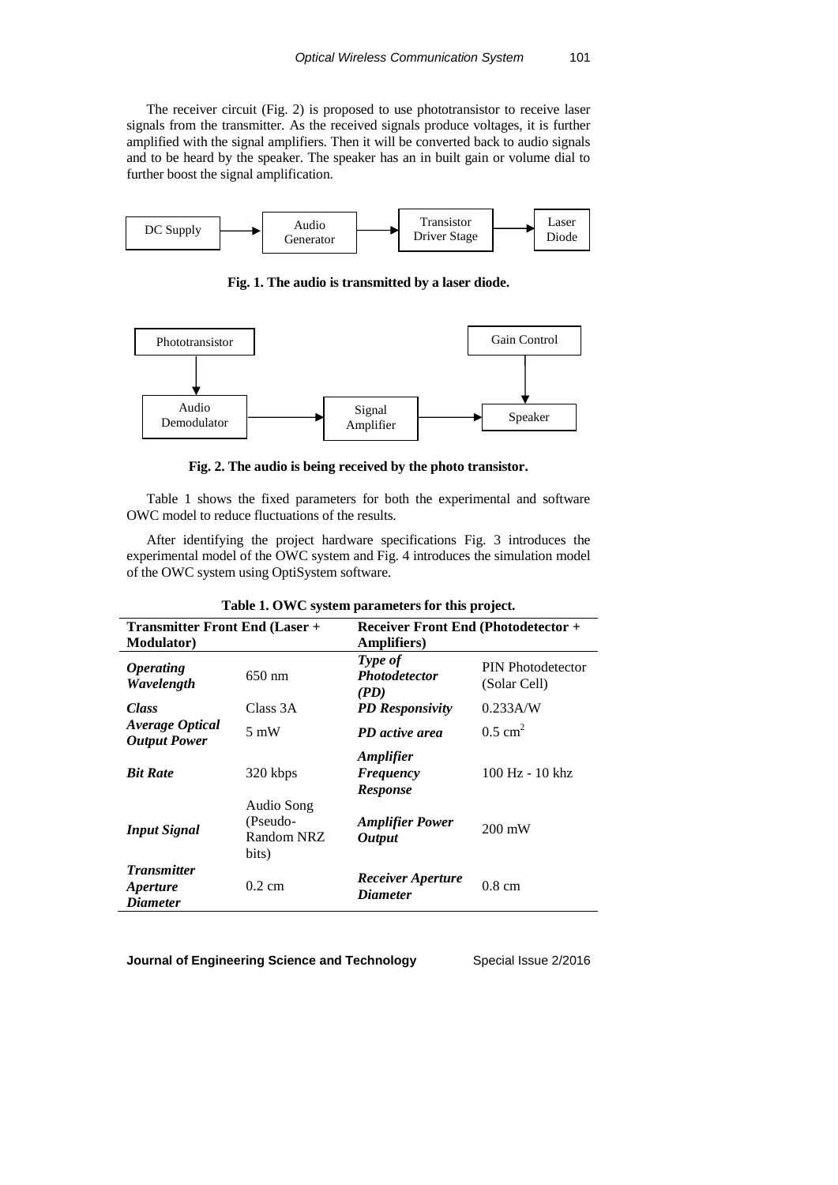The receiver circuit (Fig. 2) is proposed to use phototransistor to receive laser signals from the transmitter. As the received signals produce voltages, it is further amplified with the signal amplifiers. Then it will be converted back to audio signals and to be heard by the speaker. The speaker has an in built gain or volume dial to further boost the signal amplification.

DC Supply → Audio Generator → Transistor Driver Stage → Laser Diode

**Fig. 1. The audio is transmitted by a laser diode.**

Phototransistor → Audio Demodulator → Signal Amplifier → Speaker ← Gain Control

**Fig. 2. The audio is being received by the photo transistor.**

Table 1 shows the fixed parameters for both the experimental and software OWC model to reduce fluctuations of the results.

After identifying the project hardware specifications Fig. 3 introduces the experimental model of the OWC system and Fig. 4 introduces the simulation model of the OWC system using OptiSystem software.

**Table 1. OWC system parameters for this project.**

| **Transmitter Front End (Laser + Modulator)** | | **Receiver Front End (Photodetector + Amplifiers)** | |
|---|---|---|---|
| ***Operating Wavelength*** | 650 nm | ***Type of Photodetector (PD)*** | PIN Photodetector (Solar Cell) |
| ***Class*** | Class 3A | ***PD Responsivity*** | 0.233A/W |
| ***Average Optical Output Power*** | 5 mW | ***PD active area*** | 0.5 $cm^2$ |
| ***Bit Rate*** | 320 kbps | ***Amplifier Frequency Response*** | 100 Hz - 10 khz |
| ***Input Signal*** | Audio Song (Pseudo-Random NRZ bits) | ***Amplifier Power Output*** | 200 mW |
| ***Transmitter Aperture Diameter*** | 0.2 cm | ***Receiver Aperture Diameter*** | 0.8 cm |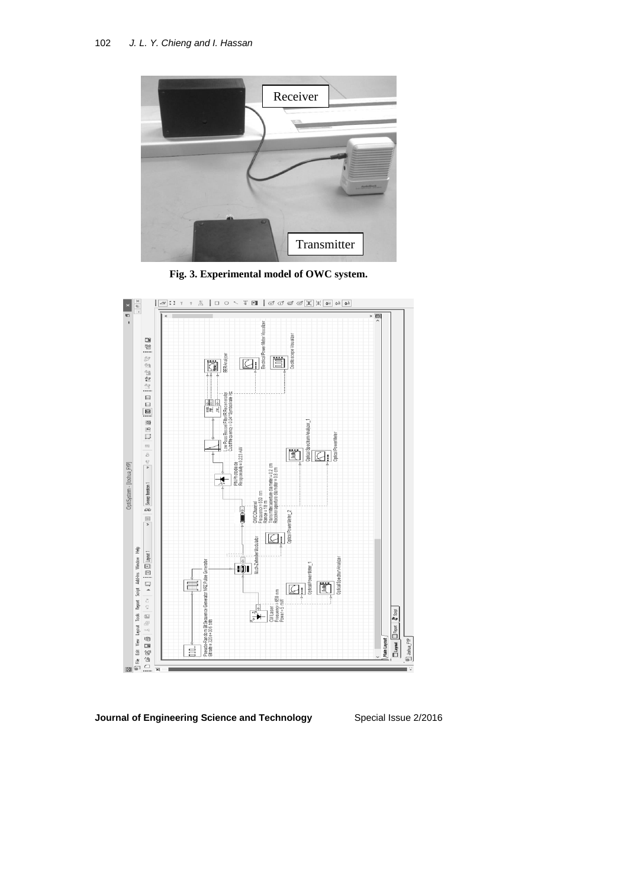Fig. 3. Experimental model of OWC system.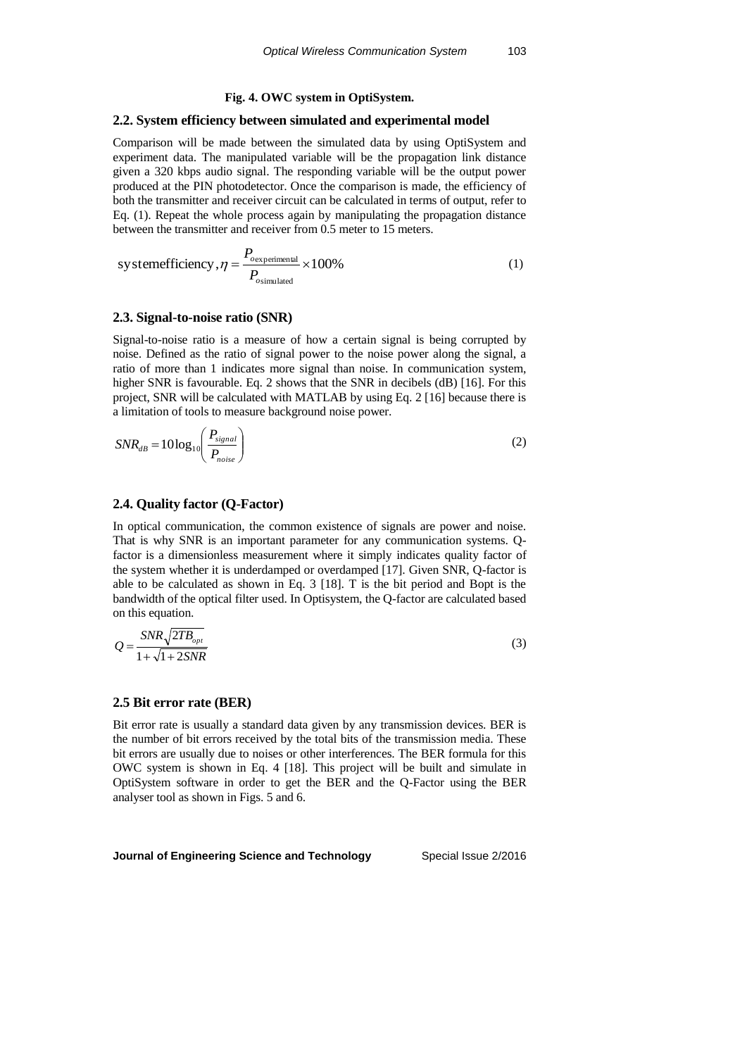**Fig. 4. OWC system in OptiSystem.**

## 2.2. System efficiency between simulated and experimental model

Comparison will be made between the simulated data by using OptiSystem and experiment data. The manipulated variable will be the propagation link distance given a 320 kbps audio signal. The responding variable will be the output power produced at the PIN photodetector. Once the comparison is made, the efficiency of both the transmitter and receiver circuit can be calculated in terms of output, refer to Eq. (1). Repeat the whole process again by manipulating the propagation distance between the transmitter and receiver from 0.5 meter to 15 meters.

$$\text{system efficiency}, \eta = \frac{P_{o\,\text{experimental}}}{P_{o\,\text{simulated}}} \times 100\% \tag{1}$$

## 2.3. Signal-to-noise ratio (SNR)

Signal-to-noise ratio is a measure of how a certain signal is being corrupted by noise. Defined as the ratio of signal power to the noise power along the signal, a ratio of more than 1 indicates more signal than noise. In communication system, higher SNR is favourable. Eq. 2 shows that the SNR in decibels (dB) [16]. For this project, SNR will be calculated with MATLAB by using Eq. 2 [16] because there is a limitation of tools to measure background noise power.

$$SNR_{dB} = 10\log_{10}\left(\frac{P_{signal}}{P_{noise}}\right) \tag{2}$$

## 2.4. Quality factor (Q-Factor)

In optical communication, the common existence of signals are power and noise. That is why SNR is an important parameter for any communication systems. Q-factor is a dimensionless measurement where it simply indicates quality factor of the system whether it is underdamped or overdamped [17]. Given SNR, Q-factor is able to be calculated as shown in Eq. 3 [18]. T is the bit period and Bopt is the bandwidth of the optical filter used. In Optisystem, the Q-factor are calculated based on this equation.

$$Q = \frac{SNR\sqrt{2TB_{opt}}}{1+\sqrt{1+2SNR}} \tag{3}$$

## 2.5 Bit error rate (BER)

Bit error rate is usually a standard data given by any transmission devices. BER is the number of bit errors received by the total bits of the transmission media. These bit errors are usually due to noises or other interferences. The BER formula for this OWC system is shown in Eq. 4 [18]. This project will be built and simulate in OptiSystem software in order to get the BER and the Q-Factor using the BER analyser tool as shown in Figs. 5 and 6.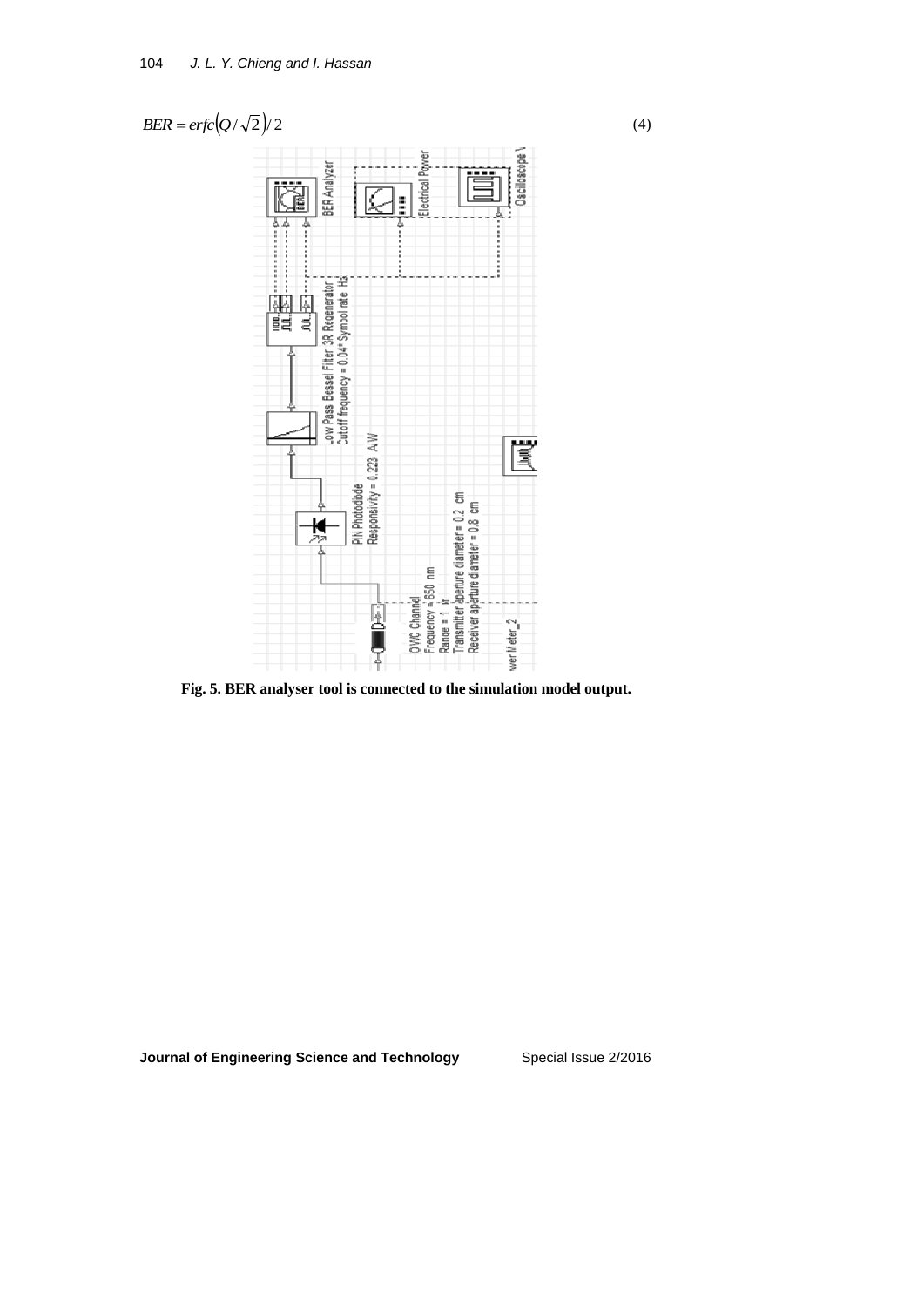$$BER = erfc\left(Q/\sqrt{2}\right)/2 \tag{4}$$

**Fig. 5. BER analyser tool is connected to the simulation model output.**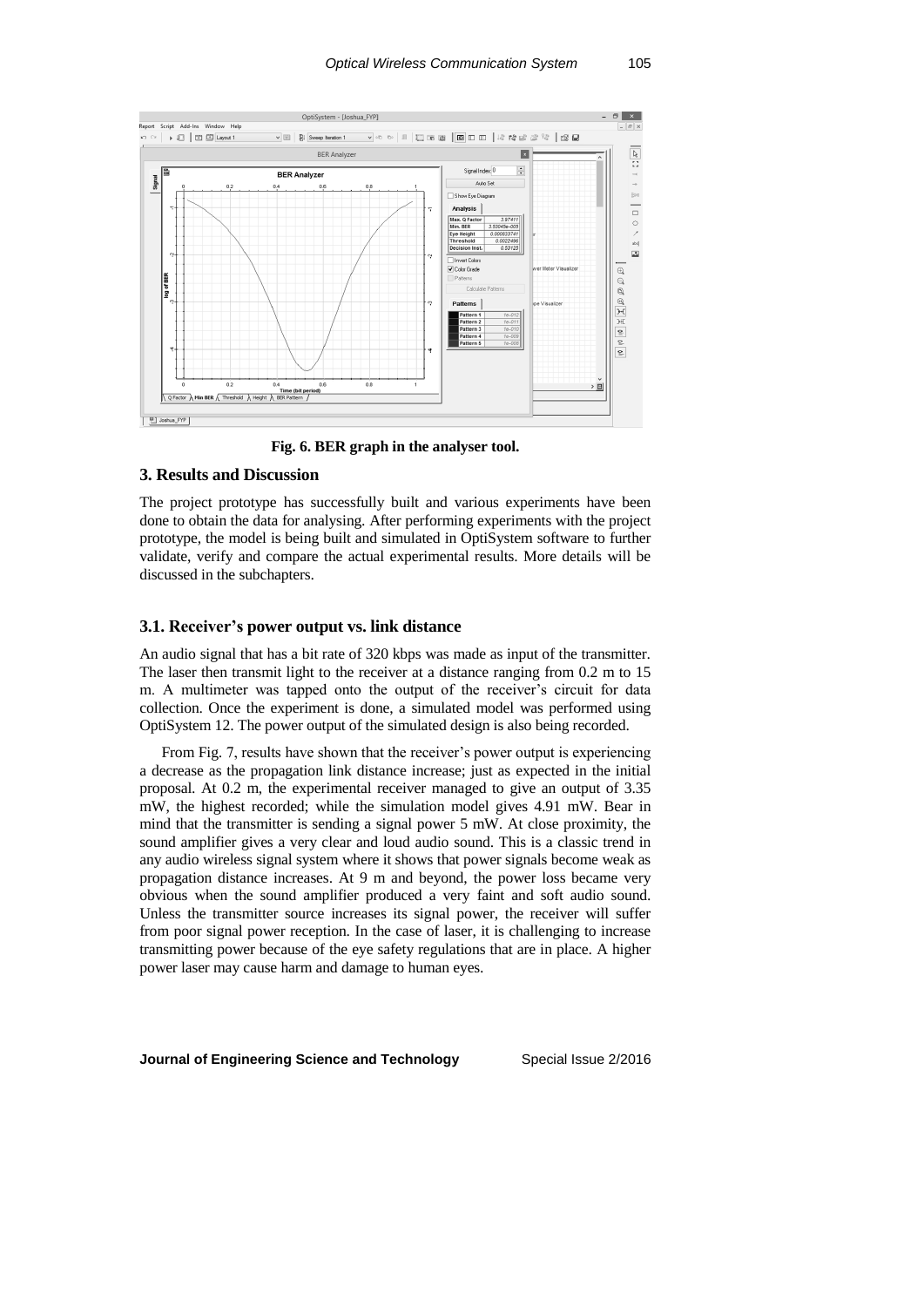Fig. 6. BER graph in the analyser tool.

## 3. Results and Discussion

The project prototype has successfully built and various experiments have been done to obtain the data for analysing. After performing experiments with the project prototype, the model is being built and simulated in OptiSystem software to further validate, verify and compare the actual experimental results. More details will be discussed in the subchapters.

### 3.1. Receiver's power output vs. link distance

An audio signal that has a bit rate of 320 kbps was made as input of the transmitter. The laser then transmit light to the receiver at a distance ranging from 0.2 m to 15 m. A multimeter was tapped onto the output of the receiver's circuit for data collection. Once the experiment is done, a simulated model was performed using OptiSystem 12. The power output of the simulated design is also being recorded.

From Fig. 7, results have shown that the receiver's power output is experiencing a decrease as the propagation link distance increase; just as expected in the initial proposal. At 0.2 m, the experimental receiver managed to give an output of 3.35 mW, the highest recorded; while the simulation model gives 4.91 mW. Bear in mind that the transmitter is sending a signal power 5 mW. At close proximity, the sound amplifier gives a very clear and loud audio sound. This is a classic trend in any audio wireless signal system where it shows that power signals become weak as propagation distance increases. At 9 m and beyond, the power loss became very obvious when the sound amplifier produced a very faint and soft audio sound. Unless the transmitter source increases its signal power, the receiver will suffer from poor signal power reception. In the case of laser, it is challenging to increase transmitting power because of the eye safety regulations that are in place. A higher power laser may cause harm and damage to human eyes.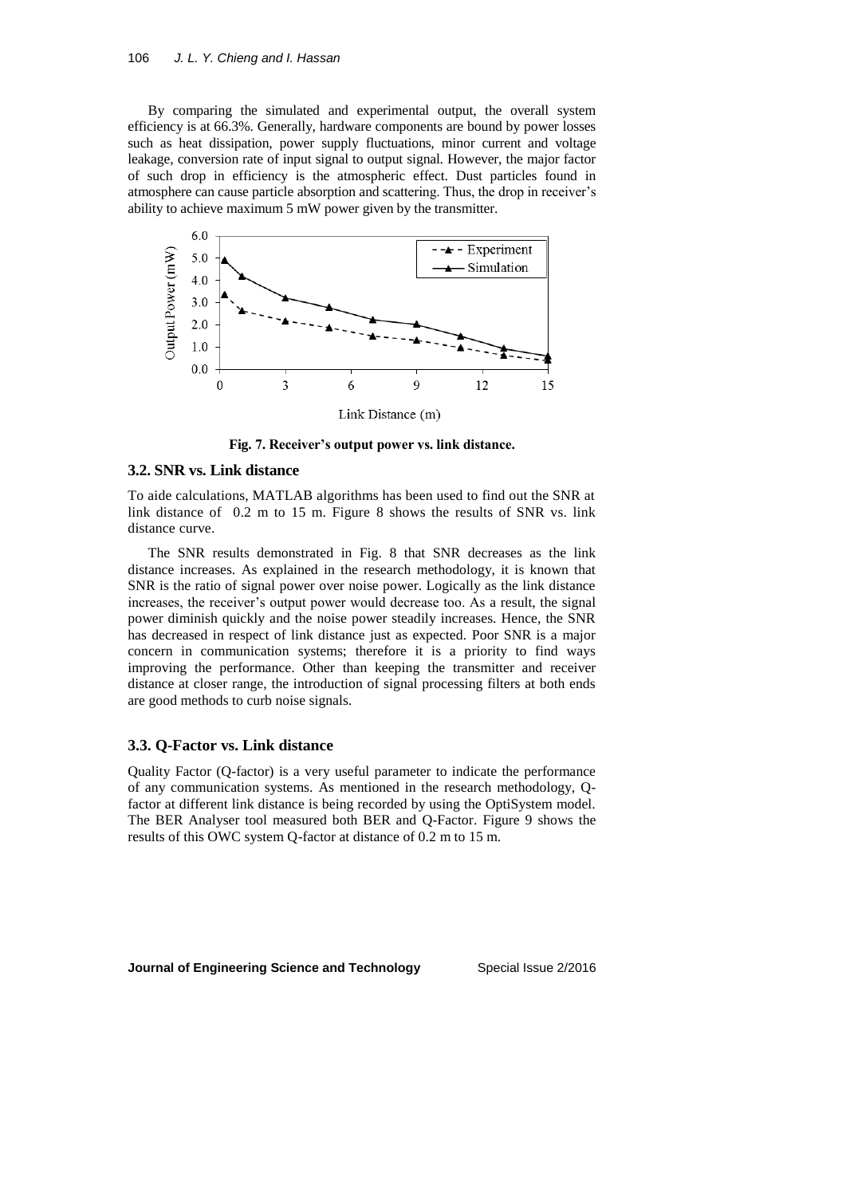By comparing the simulated and experimental output, the overall system efficiency is at 66.3%. Generally, hardware components are bound by power losses such as heat dissipation, power supply fluctuations, minor current and voltage leakage, conversion rate of input signal to output signal. However, the major factor of such drop in efficiency is the atmospheric effect. Dust particles found in atmosphere can cause particle absorption and scattering. Thus, the drop in receiver's ability to achieve maximum 5 mW power given by the transmitter.

**Fig. 7. Receiver's output power vs. link distance.**

### 3.2. SNR vs. Link distance

To aide calculations, MATLAB algorithms has been used to find out the SNR at link distance of 0.2 m to 15 m. Figure 8 shows the results of SNR vs. link distance curve.

The SNR results demonstrated in Fig. 8 that SNR decreases as the link distance increases. As explained in the research methodology, it is known that SNR is the ratio of signal power over noise power. Logically as the link distance increases, the receiver's output power would decrease too. As a result, the signal power diminish quickly and the noise power steadily increases. Hence, the SNR has decreased in respect of link distance just as expected. Poor SNR is a major concern in communication systems; therefore it is a priority to find ways improving the performance. Other than keeping the transmitter and receiver distance at closer range, the introduction of signal processing filters at both ends are good methods to curb noise signals.

### 3.3. Q-Factor vs. Link distance

Quality Factor (Q-factor) is a very useful parameter to indicate the performance of any communication systems. As mentioned in the research methodology, Q-factor at different link distance is being recorded by using the OptiSystem model. The BER Analyser tool measured both BER and Q-Factor. Figure 9 shows the results of this OWC system Q-factor at distance of 0.2 m to 15 m.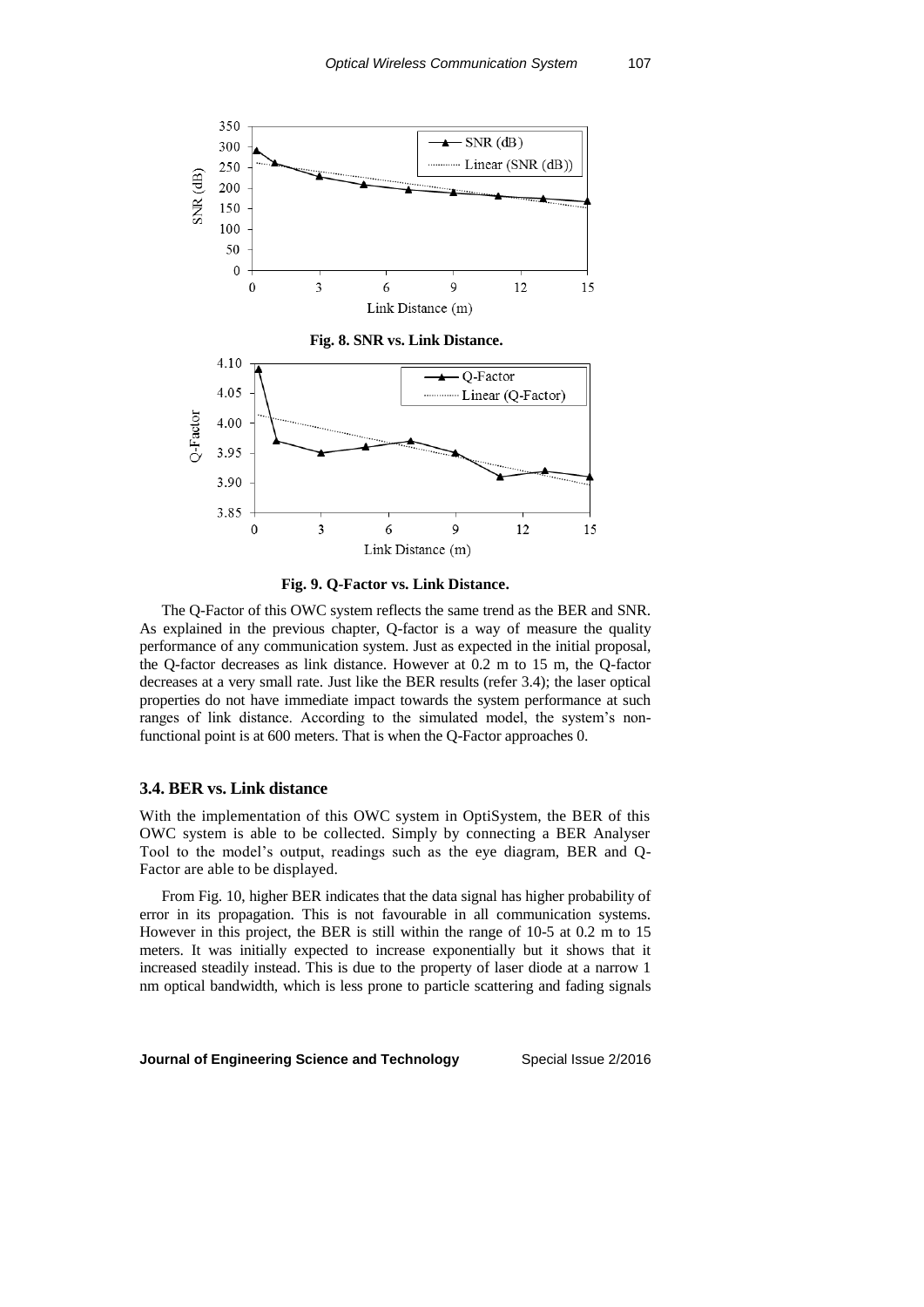**Fig. 8. SNR vs. Link Distance.**

**Fig. 9. Q-Factor vs. Link Distance.**

The Q-Factor of this OWC system reflects the same trend as the BER and SNR. As explained in the previous chapter, Q-factor is a way of measure the quality performance of any communication system. Just as expected in the initial proposal, the Q-factor decreases as link distance. However at 0.2 m to 15 m, the Q-factor decreases at a very small rate. Just like the BER results (refer 3.4); the laser optical properties do not have immediate impact towards the system performance at such ranges of link distance. According to the simulated model, the system's non-functional point is at 600 meters. That is when the Q-Factor approaches 0.

### 3.4. BER vs. Link distance

With the implementation of this OWC system in OptiSystem, the BER of this OWC system is able to be collected. Simply by connecting a BER Analyser Tool to the model's output, readings such as the eye diagram, BER and Q-Factor are able to be displayed.

From Fig. 10, higher BER indicates that the data signal has higher probability of error in its propagation. This is not favourable in all communication systems. However in this project, the BER is still within the range of 10-5 at 0.2 m to 15 meters. It was initially expected to increase exponentially but it shows that it increased steadily instead. This is due to the property of laser diode at a narrow 1 nm optical bandwidth, which is less prone to particle scattering and fading signals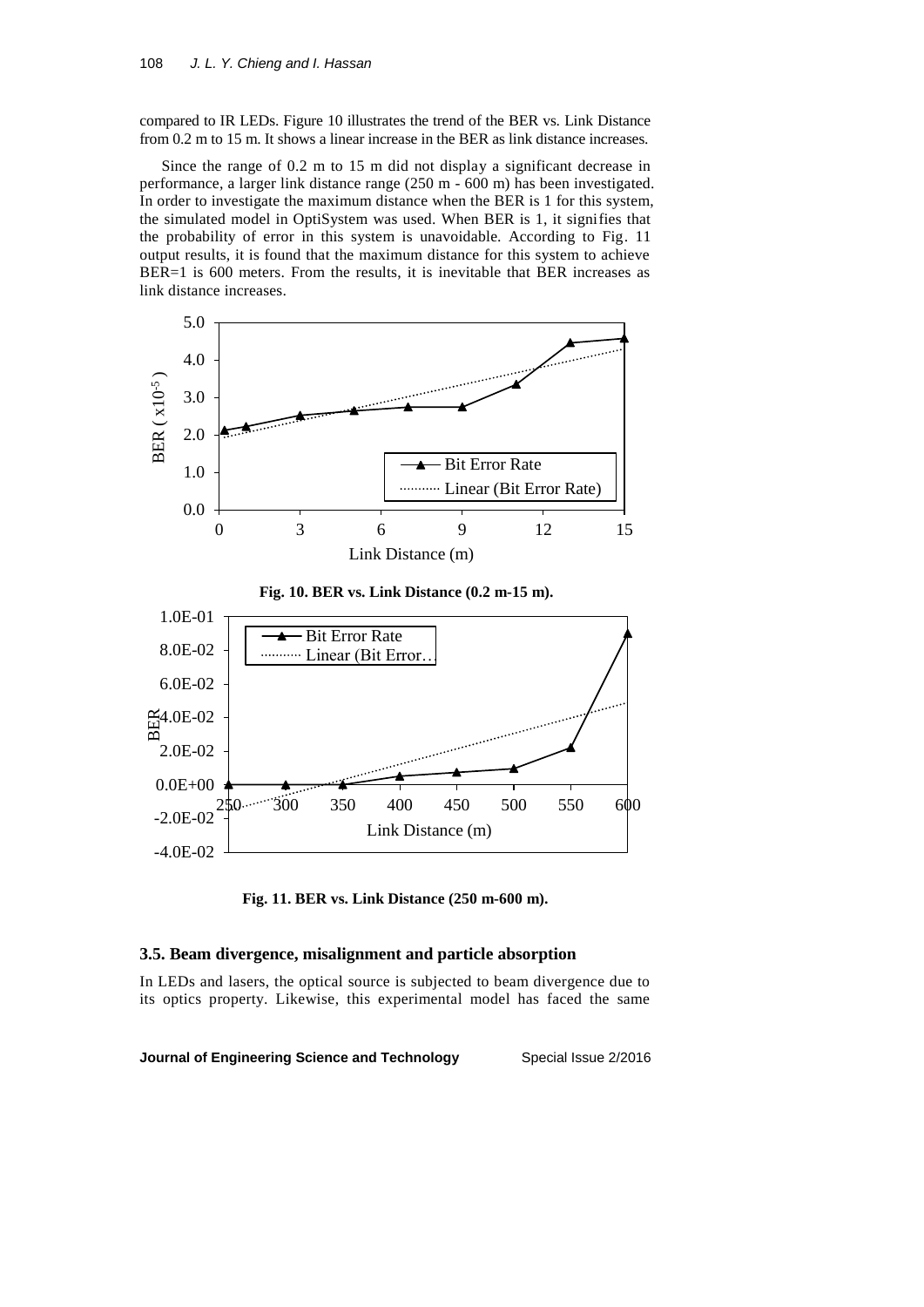compared to IR LEDs. Figure 10 illustrates the trend of the BER vs. Link Distance from 0.2 m to 15 m. It shows a linear increase in the BER as link distance increases.

Since the range of 0.2 m to 15 m did not display a significant decrease in performance, a larger link distance range (250 m - 600 m) has been investigated. In order to investigate the maximum distance when the BER is 1 for this system, the simulated model in OptiSystem was used. When BER is 1, it signifies that the probability of error in this system is unavoidable. According to Fig. 11 output results, it is found that the maximum distance for this system to achieve BER=1 is 600 meters. From the results, it is inevitable that BER increases as link distance increases.

**Fig. 10. BER vs. Link Distance (0.2 m-15 m).**

**Fig. 11. BER vs. Link Distance (250 m-600 m).**

### 3.5. Beam divergence, misalignment and particle absorption

In LEDs and lasers, the optical source is subjected to beam divergence due to its optics property. Likewise, this experimental model has faced the same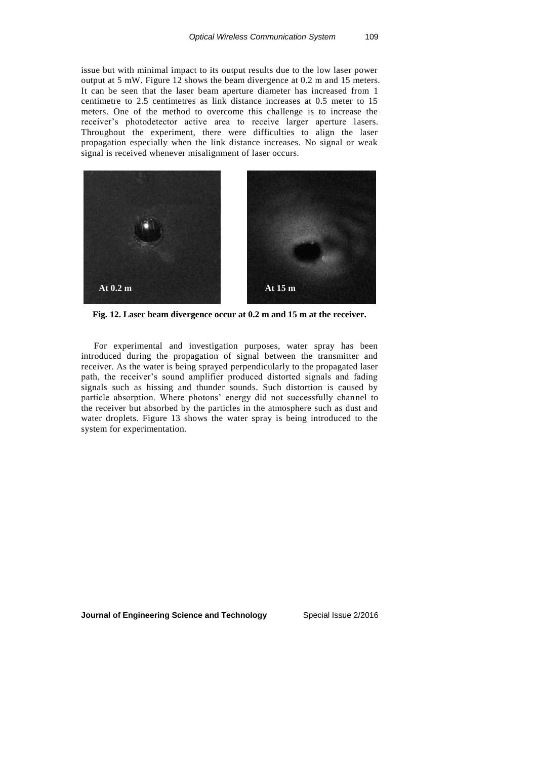issue but with minimal impact to its output results due to the low laser power output at 5 mW. Figure 12 shows the beam divergence at 0.2 m and 15 meters. It can be seen that the laser beam aperture diameter has increased from 1 centimetre to 2.5 centimetres as link distance increases at 0.5 meter to 15 meters. One of the method to overcome this challenge is to increase the receiver's photodetector active area to receive larger aperture lasers. Throughout the experiment, there were difficulties to align the laser propagation especially when the link distance increases. No signal or weak signal is received whenever misalignment of laser occurs.

**Fig. 12. Laser beam divergence occur at 0.2 m and 15 m at the receiver.**

For experimental and investigation purposes, water spray has been introduced during the propagation of signal between the transmitter and receiver. As the water is being sprayed perpendicularly to the propagated laser path, the receiver's sound amplifier produced distorted signals and fading signals such as hissing and thunder sounds. Such distortion is caused by particle absorption. Where photons' energy did not successfully channel to the receiver but absorbed by the particles in the atmosphere such as dust and water droplets. Figure 13 shows the water spray is being introduced to the system for experimentation.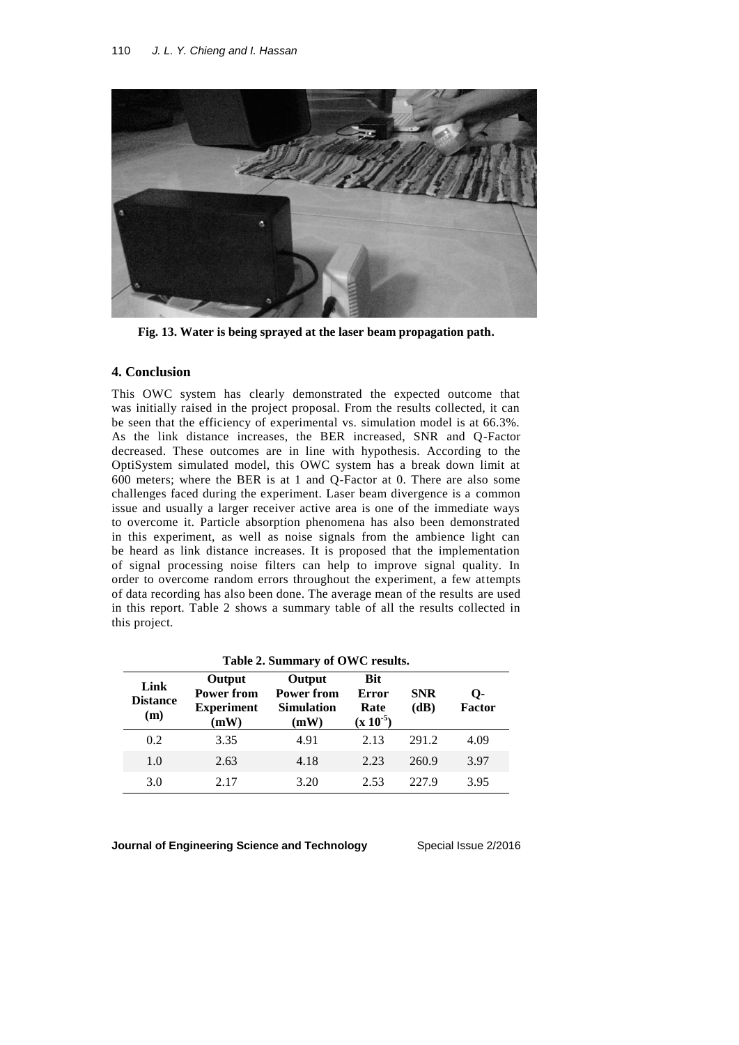Fig. 13. Water is being sprayed at the laser beam propagation path.

## 4. Conclusion

This OWC system has clearly demonstrated the expected outcome that was initially raised in the project proposal. From the results collected, it can be seen that the efficiency of experimental vs. simulation model is at 66.3%. As the link distance increases, the BER increased, SNR and Q-Factor decreased. These outcomes are in line with hypothesis. According to the OptiSystem simulated model, this OWC system has a break down limit at 600 meters; where the BER is at 1 and Q-Factor at 0. There are also some challenges faced during the experiment. Laser beam divergence is a common issue and usually a larger receiver active area is one of the immediate ways to overcome it. Particle absorption phenomena has also been demonstrated in this experiment, as well as noise signals from the ambience light can be heard as link distance increases. It is proposed that the implementation of signal processing noise filters can help to improve signal quality. In order to overcome random errors throughout the experiment, a few attempts of data recording has also been done. The average mean of the results are used in this report. Table 2 shows a summary table of all the results collected in this project.

**Table 2. Summary of OWC results.**

| Link Distance (m) | Output Power from Experiment (mW) | Output Power from Simulation (mW) | Bit Error Rate ($x\ 10^{-5}$) | SNR (dB) | Q-Factor |
|---|---|---|---|---|---|
| 0.2 | 3.35 | 4.91 | 2.13 | 291.2 | 4.09 |
| 1.0 | 2.63 | 4.18 | 2.23 | 260.9 | 3.97 |
| 3.0 | 2.17 | 3.20 | 2.53 | 227.9 | 3.95 |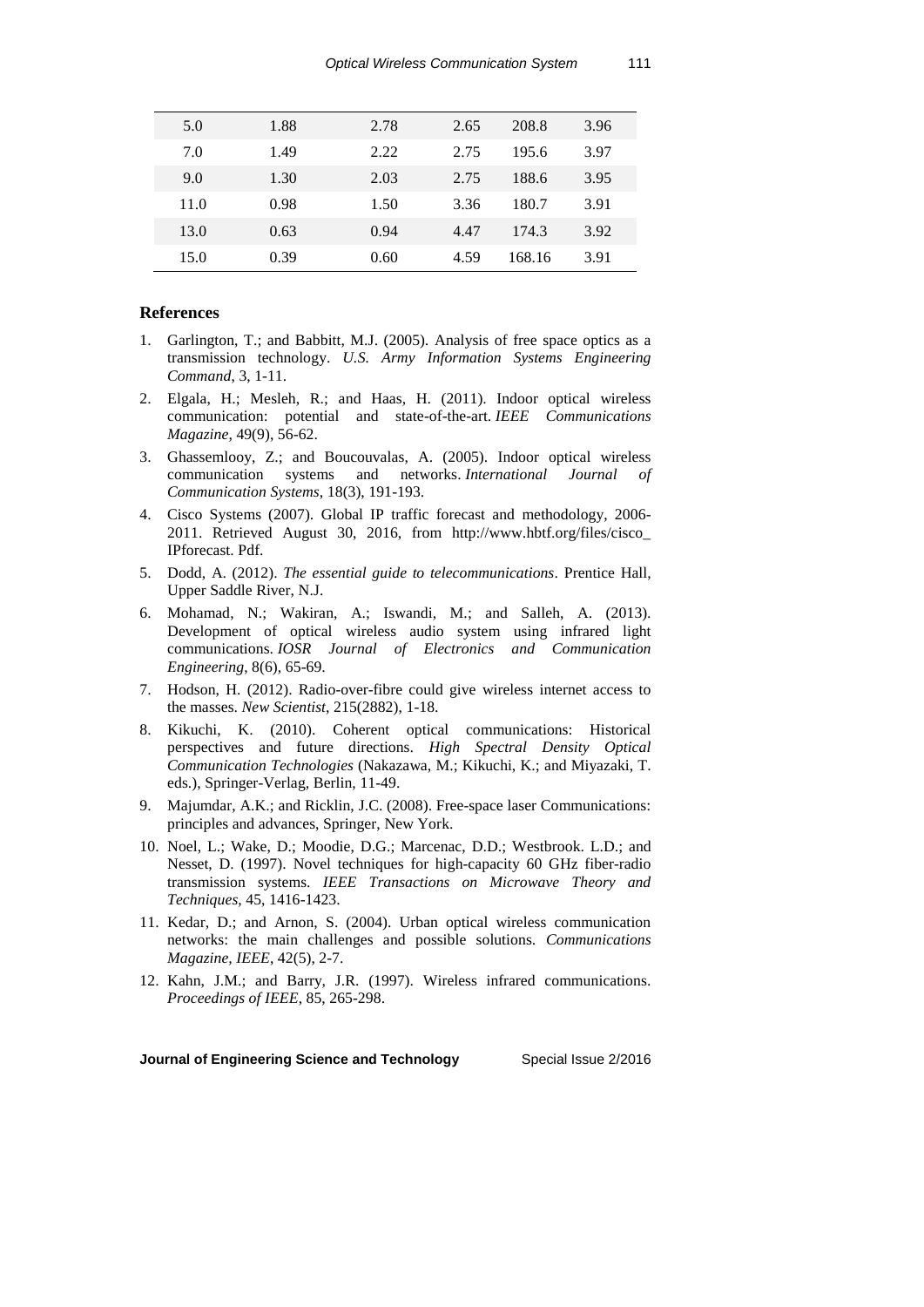| | | | | | |
|---|---|---|---|---|---|
| 5.0 | 1.88 | 2.78 | 2.65 | 208.8 | 3.96 |
| 7.0 | 1.49 | 2.22 | 2.75 | 195.6 | 3.97 |
| 9.0 | 1.30 | 2.03 | 2.75 | 188.6 | 3.95 |
| 11.0 | 0.98 | 1.50 | 3.36 | 180.7 | 3.91 |
| 13.0 | 0.63 | 0.94 | 4.47 | 174.3 | 3.92 |
| 15.0 | 0.39 | 0.60 | 4.59 | 168.16 | 3.91 |

## References

1. Garlington, T.; and Babbitt, M.J. (2005). Analysis of free space optics as a transmission technology. *U.S. Army Information Systems Engineering Command*, 3, 1-11.
2. Elgala, H.; Mesleh, R.; and Haas, H. (2011). Indoor optical wireless communication: potential and state-of-the-art. *IEEE Communications Magazine*, 49(9), 56-62.
3. Ghassemlooy, Z.; and Boucouvalas, A. (2005). Indoor optical wireless communication systems and networks. *International Journal of Communication Systems*, 18(3), 191-193.
4. Cisco Systems (2007). Global IP traffic forecast and methodology, 2006-2011. Retrieved August 30, 2016, from http://www.hbtf.org/files/cisco_IPforecast. Pdf.
5. Dodd, A. (2012). *The essential guide to telecommunications*. Prentice Hall, Upper Saddle River, N.J.
6. Mohamad, N.; Wakiran, A.; Iswandi, M.; and Salleh, A. (2013). Development of optical wireless audio system using infrared light communications. *IOSR Journal of Electronics and Communication Engineering*, 8(6), 65-69.
7. Hodson, H. (2012). Radio-over-fibre could give wireless internet access to the masses. *New Scientist*, 215(2882), 1-18.
8. Kikuchi, K. (2010). Coherent optical communications: Historical perspectives and future directions. *High Spectral Density Optical Communication Technologies* (Nakazawa, M.; Kikuchi, K.; and Miyazaki, T. eds.), Springer-Verlag, Berlin, 11-49.
9. Majumdar, A.K.; and Ricklin, J.C. (2008). Free-space laser Communications: principles and advances, Springer, New York.
10. Noel, L.; Wake, D.; Moodie, D.G.; Marcenac, D.D.; Westbrook. L.D.; and Nesset, D. (1997). Novel techniques for high-capacity 60 GHz fiber-radio transmission systems. *IEEE Transactions on Microwave Theory and Techniques*, 45, 1416-1423.
11. Kedar, D.; and Arnon, S. (2004). Urban optical wireless communication networks: the main challenges and possible solutions. *Communications Magazine, IEEE*, 42(5), 2-7.
12. Kahn, J.M.; and Barry, J.R. (1997). Wireless infrared communications. *Proceedings of IEEE*, 85, 265-298.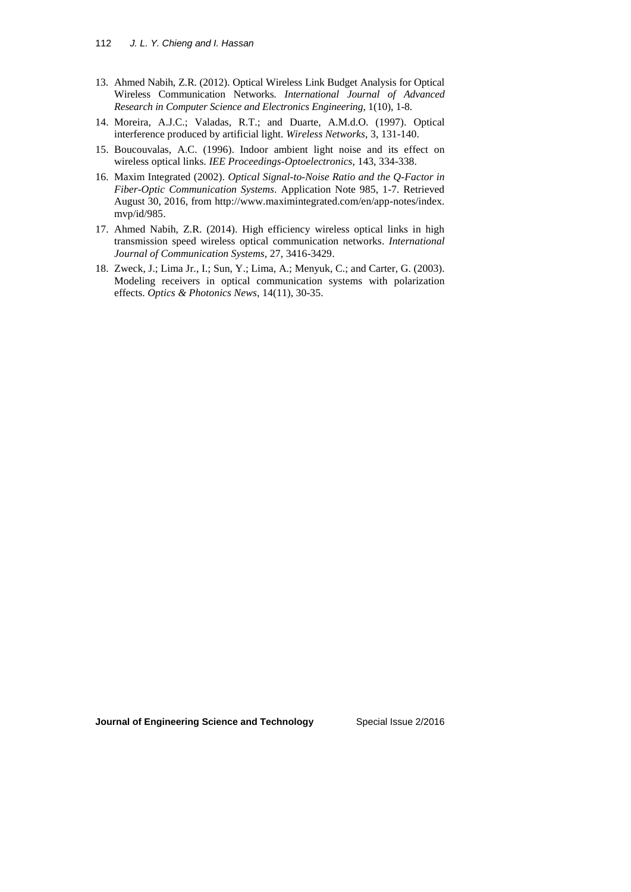13. Ahmed Nabih, Z.R. (2012). Optical Wireless Link Budget Analysis for Optical Wireless Communication Networks. *International Journal of Advanced Research in Computer Science and Electronics Engineering*, 1(10), 1-8.
14. Moreira, A.J.C.; Valadas, R.T.; and Duarte, A.M.d.O. (1997). Optical interference produced by artificial light. *Wireless Networks*, 3, 131-140.
15. Boucouvalas, A.C. (1996). Indoor ambient light noise and its effect on wireless optical links. *IEE Proceedings-Optoelectronics*, 143, 334-338.
16. Maxim Integrated (2002). *Optical Signal-to-Noise Ratio and the Q-Factor in Fiber-Optic Communication Systems*. Application Note 985, 1-7. Retrieved August 30, 2016, from http://www.maximintegrated.com/en/app-notes/index.mvp/id/985.
17. Ahmed Nabih, Z.R. (2014). High efficiency wireless optical links in high transmission speed wireless optical communication networks. *International Journal of Communication Systems*, 27, 3416-3429.
18. Zweck, J.; Lima Jr., I.; Sun, Y.; Lima, A.; Menyuk, C.; and Carter, G. (2003). Modeling receivers in optical communication systems with polarization effects. *Optics & Photonics News*, 14(11), 30-35.